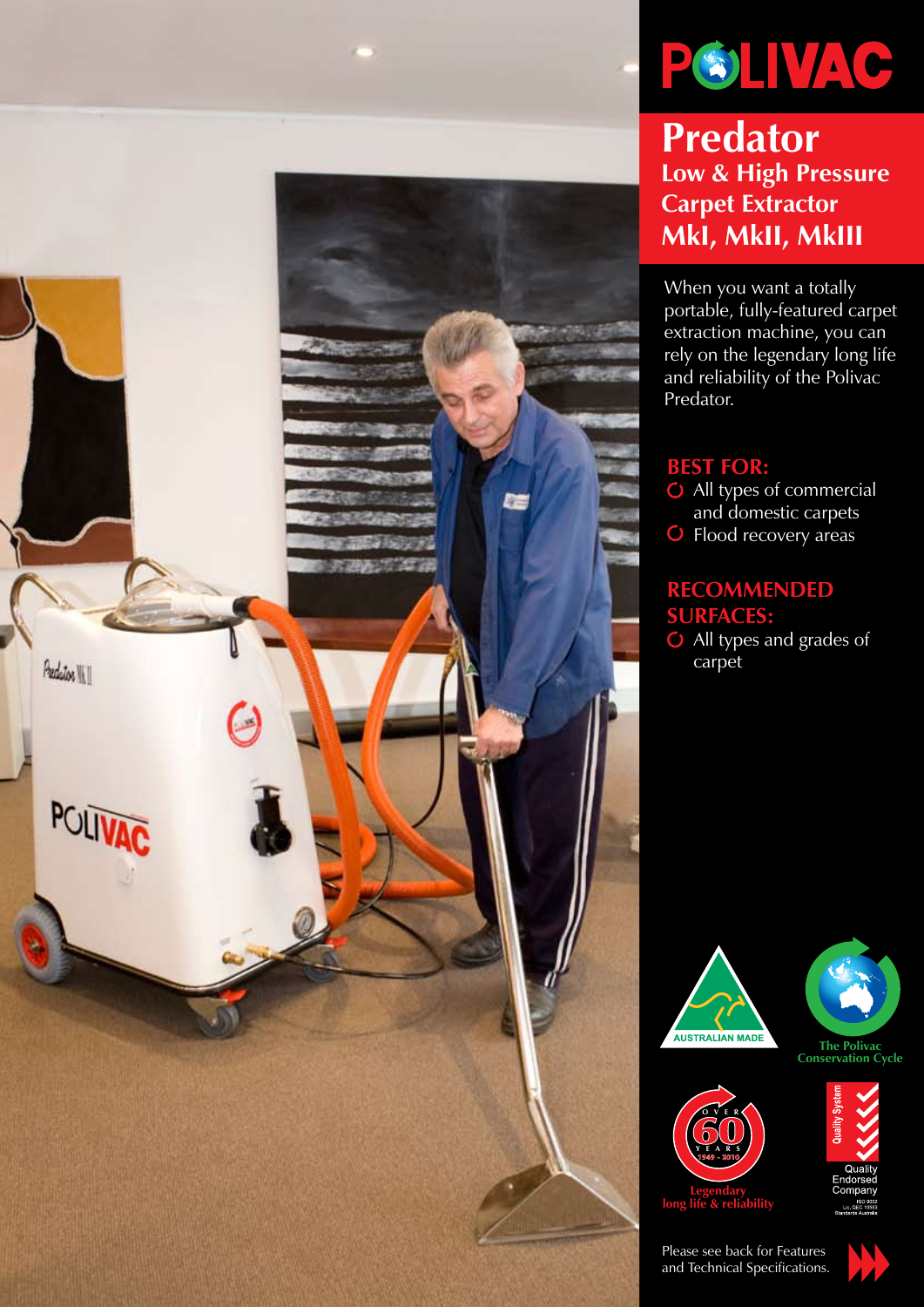# POLIVAC

## Predator

### Low & High Pressure Carpet Extractor MkI, MkII, MkIII

When you want a totally portable, fully-featured carpet extraction machine, you can rely on the legendary long life and reliability of the Polivac Predator.

**BEST FOR:**

- All types of commercial and domestic carpets
- Flood recovery areas

**RECOMMENDED SURFACES:**

- All types and grades of carpet

AUSTRALIAN MADE

The Polivac Conservation Cycle

OVER 60 YEARS 1949 - 2010

Legendary long life & reliability

Quality System

Quality Endorsed Company

ISO 9002
Lic. QEC 10553
Standards Australia

Please see back for Features and Technical Specifications.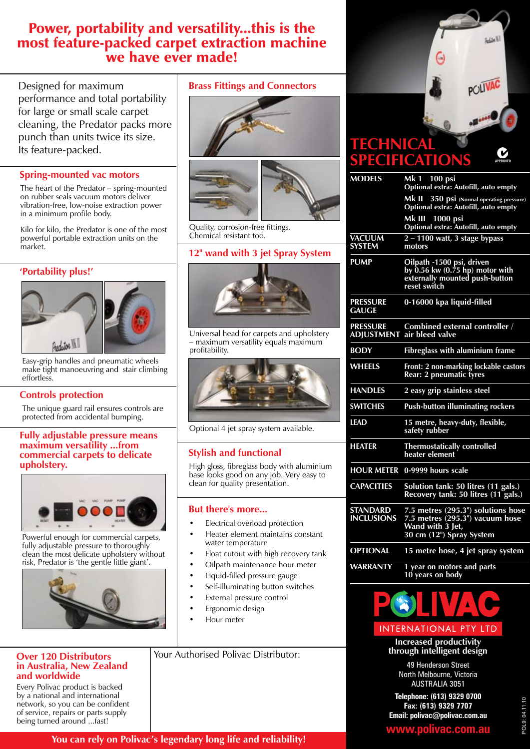# Power, portability and versatility...this is the most feature-packed carpet extraction machine we have ever made!

Designed for maximum performance and total portability for large or small scale carpet cleaning, the Predator packs more punch than units twice its size. Its feature-packed.

## Spring-mounted vac motors

The heart of the Predator – spring-mounted on rubber seals vacuum motors deliver vibration-free, low-noise extraction power in a minimum profile body.

Kilo for kilo, the Predator is one of the most powerful portable extraction units on the market.

## 'Portability plus!'

Easy-grip handles and pneumatic wheels make tight manoeuvring and stair climbing effortless.

## Controls protection

The unique guard rail ensures controls are protected from accidental bumping.

## Fully adjustable pressure means maximum versatility ...from commercial carpets to delicate upholstery.

Powerful enough for commercial carpets, fully adjustable pressure to thoroughly clean the most delicate upholstery without risk, Predator is 'the gentle little giant'.

## Brass Fittings and Connectors

Quality, corrosion-free fittings. Chemical resistant too.

## 12" wand with 3 jet Spray System

Universal head for carpets and upholstery – maximum versatility equals maximum profitability.

Optional 4 jet spray system available.

## Stylish and functional

High gloss, fibreglass body with aluminium base looks good on any job. Very easy to clean for quality presentation.

## But there's more...

- Electrical overload protection
- Heater element maintains constant water temperature
- Float cutout with high recovery tank
- Oilpath maintenance hour meter
- Liquid-filled pressure gauge
- Self-illuminating button switches
- External pressure control
- Ergonomic design
- Hour meter

## Over 120 Distributors in Australia, New Zealand and worldwide

Every Polivac product is backed by a national and international network, so you can be confident of service, repairs or parts supply being turned around ...fast!

Your Authorised Polivac Distributor:

**You can rely on Polivac's legendary long life and reliability!**

## TECHNICAL SPECIFICATIONS

| | |
|---|---|
| MODELS | Mk 1 100 psi<br>Optional extra: Autofill, auto empty<br>Mk II 350 psi (Normal operating pressure)<br>Optional extra: Autofill, auto empty<br>Mk III 1000 psi<br>Optional extra: Autofill, auto empty |
| VACUUM SYSTEM | 2 – 1100 watt, 3 stage bypass motors |
| PUMP | Oilpath -1500 psi, driven by 0.56 kw (0.75 hp) motor with externally mounted push-button reset switch |
| PRESSURE GAUGE | 0-16000 kpa liquid-filled |
| PRESSURE ADJUSTMENT | Combined external controller / air bleed valve |
| BODY | Fibreglass with aluminium frame |
| WHEELS | Front: 2 non-marking lockable castors<br>Rear: 2 pneumatic tyres |
| HANDLES | 2 easy grip stainless steel |
| SWITCHES | Push-button illuminating rockers |
| LEAD | 15 metre, heavy-duty, flexible, safety rubber |
| HEATER | Thermostatically controlled heater element |
| HOUR METER | 0-9999 hours scale |
| CAPACITIES | Solution tank: 50 litres (11 gals.)<br>Recovery tank: 50 litres (11 gals.) |
| STANDARD INCLUSIONS | 7.5 metres (295.3") solutions hose<br>7.5 metres (295.3") vacuum hose<br>Wand with 3 Jet,<br>30 cm (12") Spray System |
| OPTIONAL | 15 metre hose, 4 jet spray system |
| WARRANTY | 1 year on motors and parts<br>10 years on body |

**POLIVAC INTERNATIONAL PTY LTD**

**Increased productivity through intelligent design**

49 Henderson Street
North Melbourne, Victoria
AUSTRALIA 3051

**Telephone: (613) 9329 0700**
**Fax: (613) 9329 7707**
**Email: polivac@polivac.com.au**

**www.polivac.com.au**

POL9: 04.11.10